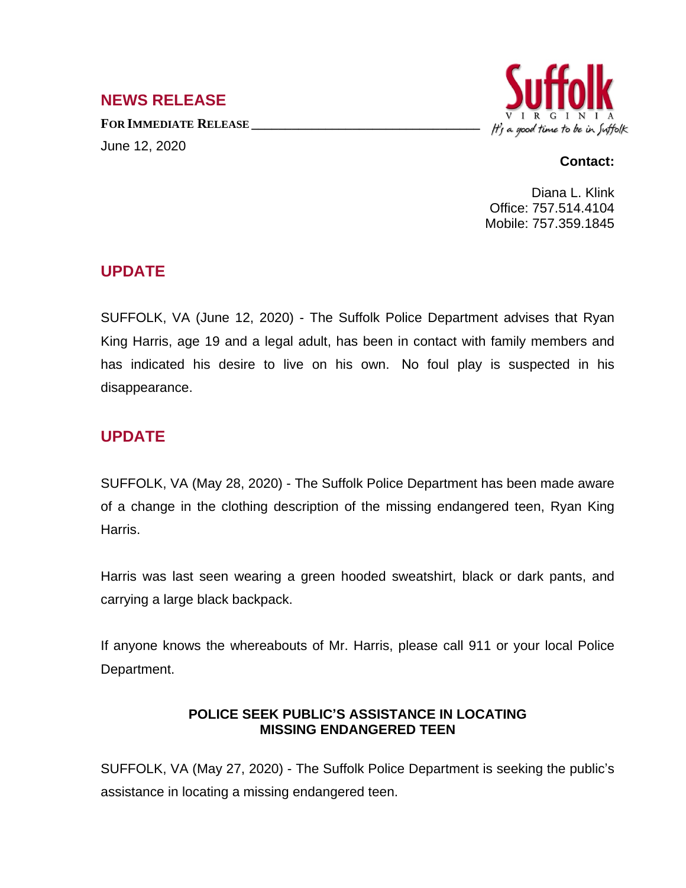## NEWS RELEASE

**FOR IMMEDIATE RELEASE**

June 12, 2020

Suffolk
VIRGINIA
*It's a good time to be in Suffolk*

**Contact:**

Diana L. Klink
Office: 757.514.4104
Mobile: 757.359.1845

## UPDATE

SUFFOLK, VA (June 12, 2020) - The Suffolk Police Department advises that Ryan King Harris, age 19 and a legal adult, has been in contact with family members and has indicated his desire to live on his own. No foul play is suspected in his disappearance.

## UPDATE

SUFFOLK, VA (May 28, 2020) - The Suffolk Police Department has been made aware of a change in the clothing description of the missing endangered teen, Ryan King Harris.

Harris was last seen wearing a green hooded sweatshirt, black or dark pants, and carrying a large black backpack.

If anyone knows the whereabouts of Mr. Harris, please call 911 or your local Police Department.

**POLICE SEEK PUBLIC'S ASSISTANCE IN LOCATING MISSING ENDANGERED TEEN**

SUFFOLK, VA (May 27, 2020) - The Suffolk Police Department is seeking the public's assistance in locating a missing endangered teen.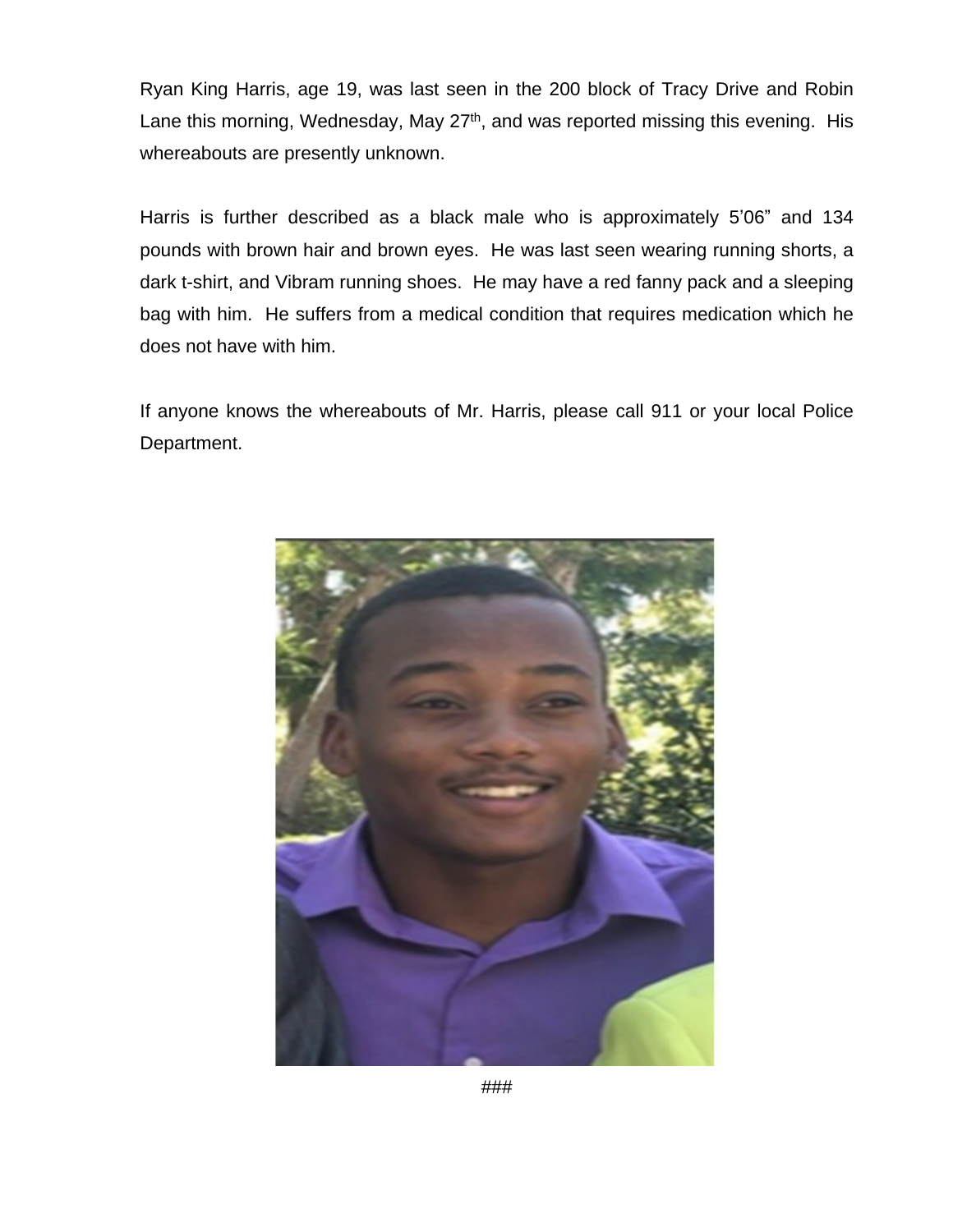Ryan King Harris, age 19, was last seen in the 200 block of Tracy Drive and Robin Lane this morning, Wednesday, May 27th, and was reported missing this evening. His whereabouts are presently unknown.

Harris is further described as a black male who is approximately 5'06" and 134 pounds with brown hair and brown eyes. He was last seen wearing running shorts, a dark t-shirt, and Vibram running shoes. He may have a red fanny pack and a sleeping bag with him. He suffers from a medical condition that requires medication which he does not have with him.

If anyone knows the whereabouts of Mr. Harris, please call 911 or your local Police Department.

###